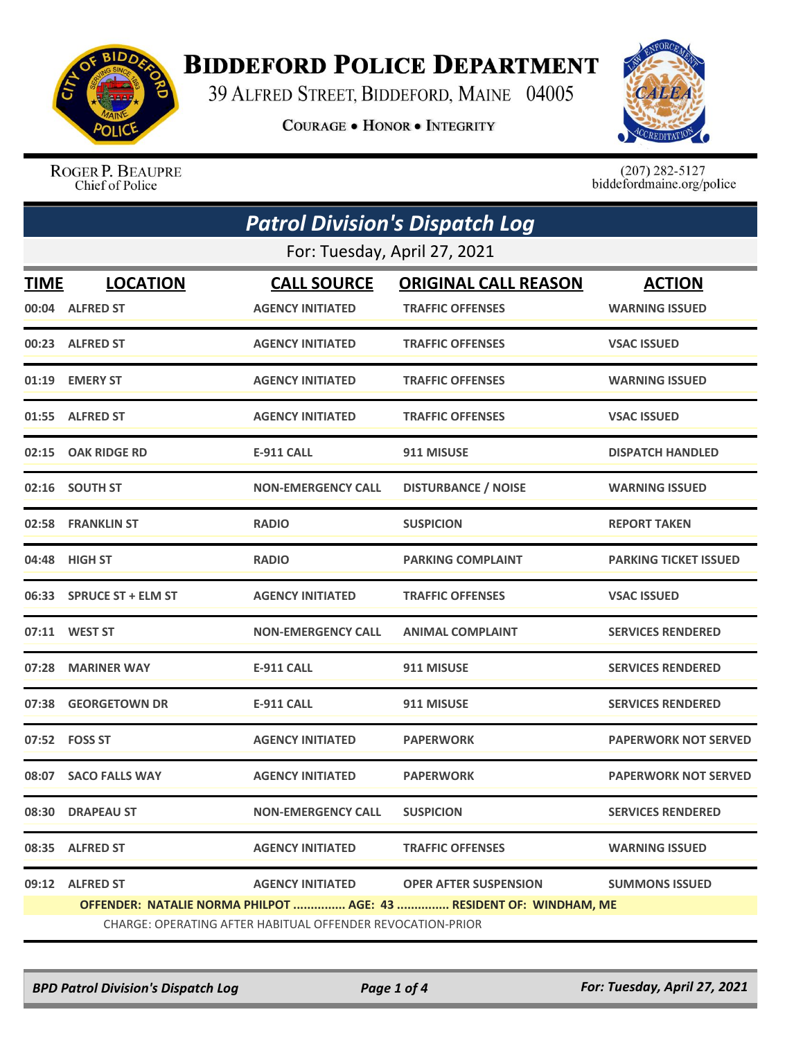# BIDDEFORD POLICE DEPARTMENT

39 ALFRED STREET, BIDDEFORD, MAINE 04005

**COURAGE • HONOR • INTEGRITY**

ROGER P. BEAUPRE
Chief of Police

(207) 282-5127
biddefordmaine.org/police

## *Patrol Division's Dispatch Log*

For: Tuesday, April 27, 2021

| TIME | LOCATION | CALL SOURCE | ORIGINAL CALL REASON | ACTION |
|---|---|---|---|---|
| 00:04 | ALFRED ST | AGENCY INITIATED | TRAFFIC OFFENSES | WARNING ISSUED |
| 00:23 | ALFRED ST | AGENCY INITIATED | TRAFFIC OFFENSES | VSAC ISSUED |
| 01:19 | EMERY ST | AGENCY INITIATED | TRAFFIC OFFENSES | WARNING ISSUED |
| 01:55 | ALFRED ST | AGENCY INITIATED | TRAFFIC OFFENSES | VSAC ISSUED |
| 02:15 | OAK RIDGE RD | E-911 CALL | 911 MISUSE | DISPATCH HANDLED |
| 02:16 | SOUTH ST | NON-EMERGENCY CALL | DISTURBANCE / NOISE | WARNING ISSUED |
| 02:58 | FRANKLIN ST | RADIO | SUSPICION | REPORT TAKEN |
| 04:48 | HIGH ST | RADIO | PARKING COMPLAINT | PARKING TICKET ISSUED |
| 06:33 | SPRUCE ST + ELM ST | AGENCY INITIATED | TRAFFIC OFFENSES | VSAC ISSUED |
| 07:11 | WEST ST | NON-EMERGENCY CALL | ANIMAL COMPLAINT | SERVICES RENDERED |
| 07:28 | MARINER WAY | E-911 CALL | 911 MISUSE | SERVICES RENDERED |
| 07:38 | GEORGETOWN DR | E-911 CALL | 911 MISUSE | SERVICES RENDERED |
| 07:52 | FOSS ST | AGENCY INITIATED | PAPERWORK | PAPERWORK NOT SERVED |
| 08:07 | SACO FALLS WAY | AGENCY INITIATED | PAPERWORK | PAPERWORK NOT SERVED |
| 08:30 | DRAPEAU ST | NON-EMERGENCY CALL | SUSPICION | SERVICES RENDERED |
| 08:35 | ALFRED ST | AGENCY INITIATED | TRAFFIC OFFENSES | WARNING ISSUED |
| 09:12 | ALFRED ST | AGENCY INITIATED | OPER AFTER SUSPENSION | SUMMONS ISSUED |

**OFFENDER: NATALIE NORMA PHILPOT ............... AGE: 43 ............... RESIDENT OF: WINDHAM, ME**

CHARGE: OPERATING AFTER HABITUAL OFFENDER REVOCATION-PRIOR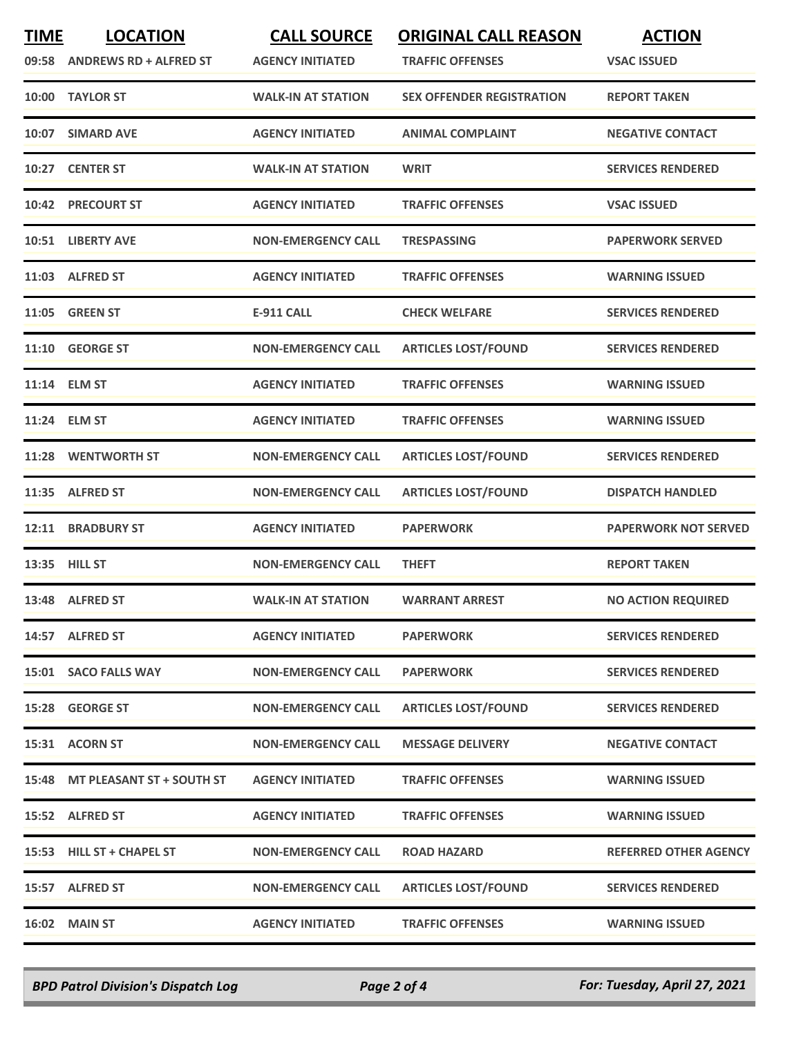| TIME | LOCATION | CALL SOURCE | ORIGINAL CALL REASON | ACTION |
|---|---|---|---|---|
| 09:58 | ANDREWS RD + ALFRED ST | AGENCY INITIATED | TRAFFIC OFFENSES | VSAC ISSUED |
| 10:00 | TAYLOR ST | WALK-IN AT STATION | SEX OFFENDER REGISTRATION | REPORT TAKEN |
| 10:07 | SIMARD AVE | AGENCY INITIATED | ANIMAL COMPLAINT | NEGATIVE CONTACT |
| 10:27 | CENTER ST | WALK-IN AT STATION | WRIT | SERVICES RENDERED |
| 10:42 | PRECOURT ST | AGENCY INITIATED | TRAFFIC OFFENSES | VSAC ISSUED |
| 10:51 | LIBERTY AVE | NON-EMERGENCY CALL | TRESPASSING | PAPERWORK SERVED |
| 11:03 | ALFRED ST | AGENCY INITIATED | TRAFFIC OFFENSES | WARNING ISSUED |
| 11:05 | GREEN ST | E-911 CALL | CHECK WELFARE | SERVICES RENDERED |
| 11:10 | GEORGE ST | NON-EMERGENCY CALL | ARTICLES LOST/FOUND | SERVICES RENDERED |
| 11:14 | ELM ST | AGENCY INITIATED | TRAFFIC OFFENSES | WARNING ISSUED |
| 11:24 | ELM ST | AGENCY INITIATED | TRAFFIC OFFENSES | WARNING ISSUED |
| 11:28 | WENTWORTH ST | NON-EMERGENCY CALL | ARTICLES LOST/FOUND | SERVICES RENDERED |
| 11:35 | ALFRED ST | NON-EMERGENCY CALL | ARTICLES LOST/FOUND | DISPATCH HANDLED |
| 12:11 | BRADBURY ST | AGENCY INITIATED | PAPERWORK | PAPERWORK NOT SERVED |
| 13:35 | HILL ST | NON-EMERGENCY CALL | THEFT | REPORT TAKEN |
| 13:48 | ALFRED ST | WALK-IN AT STATION | WARRANT ARREST | NO ACTION REQUIRED |
| 14:57 | ALFRED ST | AGENCY INITIATED | PAPERWORK | SERVICES RENDERED |
| 15:01 | SACO FALLS WAY | NON-EMERGENCY CALL | PAPERWORK | SERVICES RENDERED |
| 15:28 | GEORGE ST | NON-EMERGENCY CALL | ARTICLES LOST/FOUND | SERVICES RENDERED |
| 15:31 | ACORN ST | NON-EMERGENCY CALL | MESSAGE DELIVERY | NEGATIVE CONTACT |
| 15:48 | MT PLEASANT ST + SOUTH ST | AGENCY INITIATED | TRAFFIC OFFENSES | WARNING ISSUED |
| 15:52 | ALFRED ST | AGENCY INITIATED | TRAFFIC OFFENSES | WARNING ISSUED |
| 15:53 | HILL ST + CHAPEL ST | NON-EMERGENCY CALL | ROAD HAZARD | REFERRED OTHER AGENCY |
| 15:57 | ALFRED ST | NON-EMERGENCY CALL | ARTICLES LOST/FOUND | SERVICES RENDERED |
| 16:02 | MAIN ST | AGENCY INITIATED | TRAFFIC OFFENSES | WARNING ISSUED |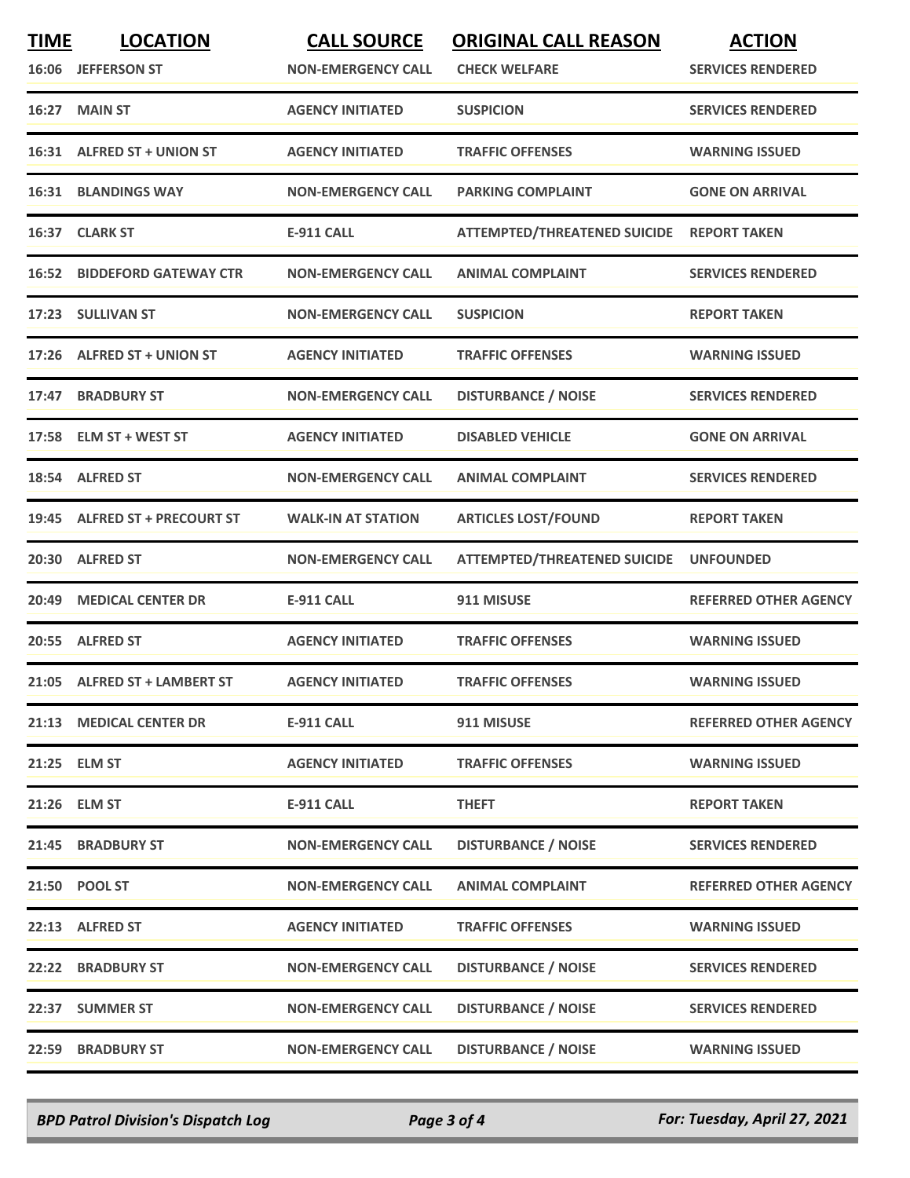| TIME | LOCATION | CALL SOURCE | ORIGINAL CALL REASON | ACTION |
|---|---|---|---|---|
| 16:06 | JEFFERSON ST | NON-EMERGENCY CALL | CHECK WELFARE | SERVICES RENDERED |
| 16:27 | MAIN ST | AGENCY INITIATED | SUSPICION | SERVICES RENDERED |
| 16:31 | ALFRED ST + UNION ST | AGENCY INITIATED | TRAFFIC OFFENSES | WARNING ISSUED |
| 16:31 | BLANDINGS WAY | NON-EMERGENCY CALL | PARKING COMPLAINT | GONE ON ARRIVAL |
| 16:37 | CLARK ST | E-911 CALL | ATTEMPTED/THREATENED SUICIDE | REPORT TAKEN |
| 16:52 | BIDDEFORD GATEWAY CTR | NON-EMERGENCY CALL | ANIMAL COMPLAINT | SERVICES RENDERED |
| 17:23 | SULLIVAN ST | NON-EMERGENCY CALL | SUSPICION | REPORT TAKEN |
| 17:26 | ALFRED ST + UNION ST | AGENCY INITIATED | TRAFFIC OFFENSES | WARNING ISSUED |
| 17:47 | BRADBURY ST | NON-EMERGENCY CALL | DISTURBANCE / NOISE | SERVICES RENDERED |
| 17:58 | ELM ST + WEST ST | AGENCY INITIATED | DISABLED VEHICLE | GONE ON ARRIVAL |
| 18:54 | ALFRED ST | NON-EMERGENCY CALL | ANIMAL COMPLAINT | SERVICES RENDERED |
| 19:45 | ALFRED ST + PRECOURT ST | WALK-IN AT STATION | ARTICLES LOST/FOUND | REPORT TAKEN |
| 20:30 | ALFRED ST | NON-EMERGENCY CALL | ATTEMPTED/THREATENED SUICIDE | UNFOUNDED |
| 20:49 | MEDICAL CENTER DR | E-911 CALL | 911 MISUSE | REFERRED OTHER AGENCY |
| 20:55 | ALFRED ST | AGENCY INITIATED | TRAFFIC OFFENSES | WARNING ISSUED |
| 21:05 | ALFRED ST + LAMBERT ST | AGENCY INITIATED | TRAFFIC OFFENSES | WARNING ISSUED |
| 21:13 | MEDICAL CENTER DR | E-911 CALL | 911 MISUSE | REFERRED OTHER AGENCY |
| 21:25 | ELM ST | AGENCY INITIATED | TRAFFIC OFFENSES | WARNING ISSUED |
| 21:26 | ELM ST | E-911 CALL | THEFT | REPORT TAKEN |
| 21:45 | BRADBURY ST | NON-EMERGENCY CALL | DISTURBANCE / NOISE | SERVICES RENDERED |
| 21:50 | POOL ST | NON-EMERGENCY CALL | ANIMAL COMPLAINT | REFERRED OTHER AGENCY |
| 22:13 | ALFRED ST | AGENCY INITIATED | TRAFFIC OFFENSES | WARNING ISSUED |
| 22:22 | BRADBURY ST | NON-EMERGENCY CALL | DISTURBANCE / NOISE | SERVICES RENDERED |
| 22:37 | SUMMER ST | NON-EMERGENCY CALL | DISTURBANCE / NOISE | SERVICES RENDERED |
| 22:59 | BRADBURY ST | NON-EMERGENCY CALL | DISTURBANCE / NOISE | WARNING ISSUED |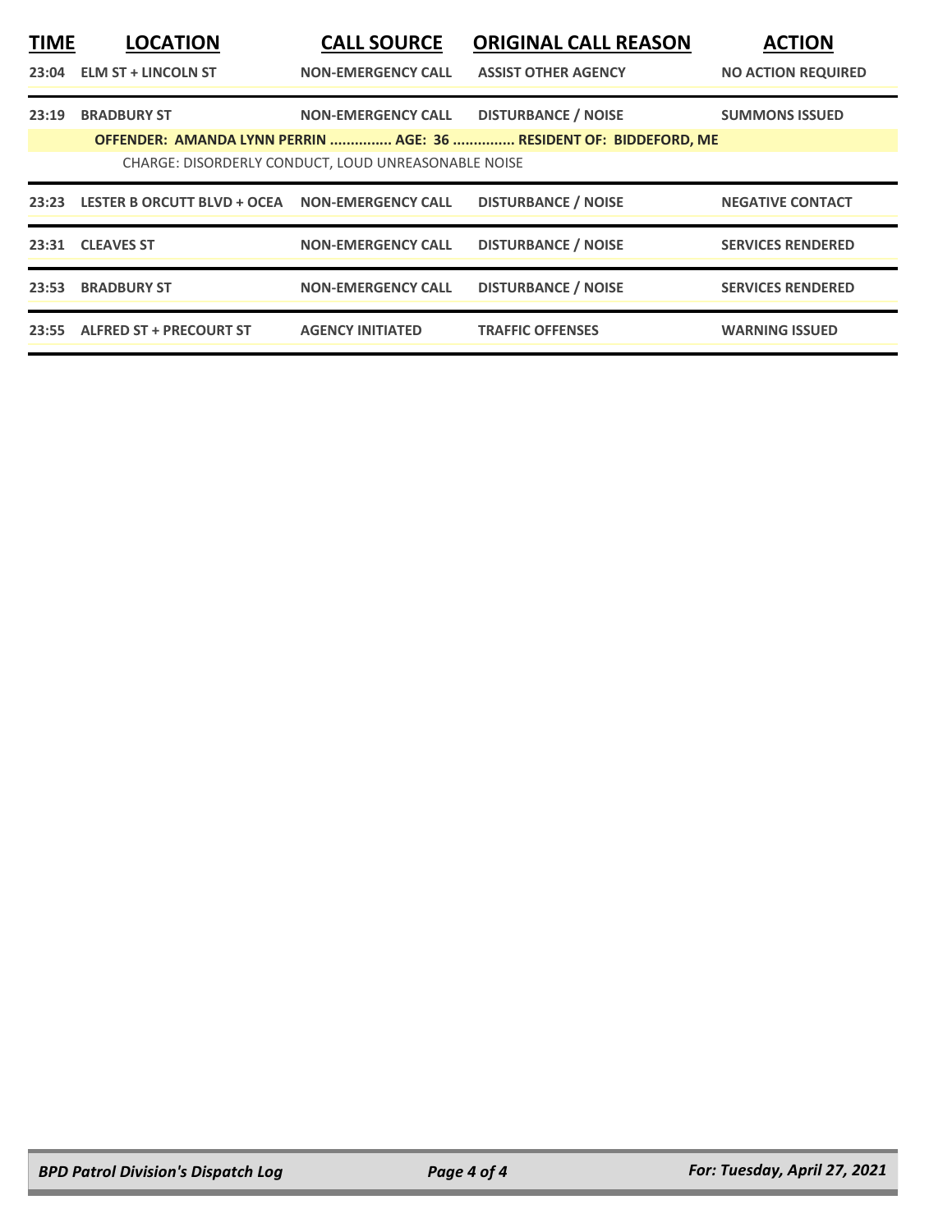| TIME | LOCATION | CALL SOURCE | ORIGINAL CALL REASON | ACTION |
|---|---|---|---|---|
| 23:04 | ELM ST + LINCOLN ST | NON-EMERGENCY CALL | ASSIST OTHER AGENCY | NO ACTION REQUIRED |
| 23:19 | BRADBURY ST | NON-EMERGENCY CALL | DISTURBANCE / NOISE | SUMMONS ISSUED |
| | OFFENDER: AMANDA LYNN PERRIN ............... AGE: 36 ............... RESIDENT OF: BIDDEFORD, ME | | | |
| | CHARGE: DISORDERLY CONDUCT, LOUD UNREASONABLE NOISE | | | |
| 23:23 | LESTER B ORCUTT BLVD + OCEA | NON-EMERGENCY CALL | DISTURBANCE / NOISE | NEGATIVE CONTACT |
| 23:31 | CLEAVES ST | NON-EMERGENCY CALL | DISTURBANCE / NOISE | SERVICES RENDERED |
| 23:53 | BRADBURY ST | NON-EMERGENCY CALL | DISTURBANCE / NOISE | SERVICES RENDERED |
| 23:55 | ALFRED ST + PRECOURT ST | AGENCY INITIATED | TRAFFIC OFFENSES | WARNING ISSUED |